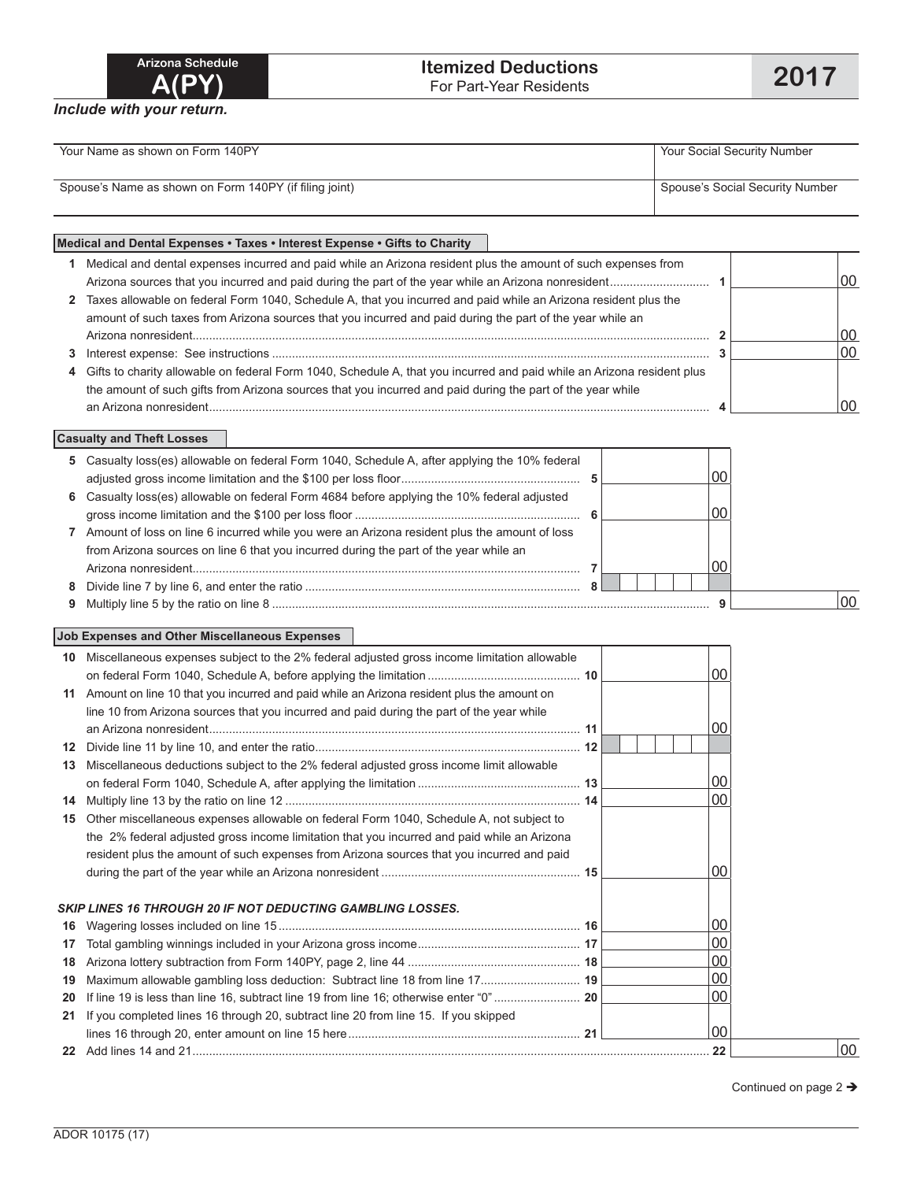Arizona Schedule

# A(PY)

## Itemized Deductions
For Part-Year Residents

**2017**

***Include with your return.***

| Your Name as shown on Form 140PY | Your Social Security Number |
|---|---|
| Spouse's Name as shown on Form 140PY (if filing joint) | Spouse's Social Security Number |

### Medical and Dental Expenses • Taxes • Interest Expense • Gifts to Charity

| | | | |
|---|---|---|---|
| 1 | Medical and dental expenses incurred and paid while an Arizona resident plus the amount of such expenses from Arizona sources that you incurred and paid during the part of the year while an Arizona nonresident | 1 | 00 |
| 2 | Taxes allowable on federal Form 1040, Schedule A, that you incurred and paid while an Arizona resident plus the amount of such taxes from Arizona sources that you incurred and paid during the part of the year while an Arizona nonresident | 2 | 00 |
| 3 | Interest expense: See instructions | 3 | 00 |
| 4 | Gifts to charity allowable on federal Form 1040, Schedule A, that you incurred and paid while an Arizona resident plus the amount of such gifts from Arizona sources that you incurred and paid during the part of the year while an Arizona nonresident | 4 | 00 |

### Casualty and Theft Losses

| | | | | |
|---|---|---|---|---|
| 5 | Casualty loss(es) allowable on federal Form 1040, Schedule A, after applying the 10% federal adjusted gross income limitation and the $100 per loss floor | 5 | 00 | |
| 6 | Casualty loss(es) allowable on federal Form 4684 before applying the 10% federal adjusted gross income limitation and the $100 per loss floor | 6 | 00 | |
| 7 | Amount of loss on line 6 incurred while you were an Arizona resident plus the amount of loss from Arizona sources on line 6 that you incurred during the part of the year while an Arizona nonresident | 7 | 00 | |
| 8 | Divide line 7 by line 6, and enter the ratio | 8 | | |
| 9 | Multiply line 5 by the ratio on line 8 | 9 | | 00 |

### Job Expenses and Other Miscellaneous Expenses

| | | | | |
|---|---|---|---|---|
| 10 | Miscellaneous expenses subject to the 2% federal adjusted gross income limitation allowable on federal Form 1040, Schedule A, before applying the limitation | 10 | 00 | |
| 11 | Amount on line 10 that you incurred and paid while an Arizona resident plus the amount on line 10 from Arizona sources that you incurred and paid during the part of the year while an Arizona nonresident | 11 | 00 | |
| 12 | Divide line 11 by line 10, and enter the ratio | 12 | | |
| 13 | Miscellaneous deductions subject to the 2% federal adjusted gross income limit allowable on federal Form 1040, Schedule A, after applying the limitation | 13 | 00 | |
| 14 | Multiply line 13 by the ratio on line 12 | 14 | 00 | |
| 15 | Other miscellaneous expenses allowable on federal Form 1040, Schedule A, not subject to the 2% federal adjusted gross income limitation that you incurred and paid while an Arizona resident plus the amount of such expenses from Arizona sources that you incurred and paid during the part of the year while an Arizona nonresident | 15 | 00 | |
| | ***SKIP LINES 16 THROUGH 20 IF NOT DEDUCTING GAMBLING LOSSES.*** | | | |
| 16 | Wagering losses included on line 15 | 16 | 00 | |
| 17 | Total gambling winnings included in your Arizona gross income | 17 | 00 | |
| 18 | Arizona lottery subtraction from Form 140PY, page 2, line 44 | 18 | 00 | |
| 19 | Maximum allowable gambling loss deduction: Subtract line 18 from line 17 | 19 | 00 | |
| 20 | If line 19 is less than line 16, subtract line 19 from line 16; otherwise enter "0" | 20 | 00 | |
| 21 | If you completed lines 16 through 20, subtract line 20 from line 15. If you skipped lines 16 through 20, enter amount on line 15 here | 21 | 00 | |
| 22 | Add lines 14 and 21 | 22 | | 00 |

Continued on page 2 →

ADOR 10175 (17)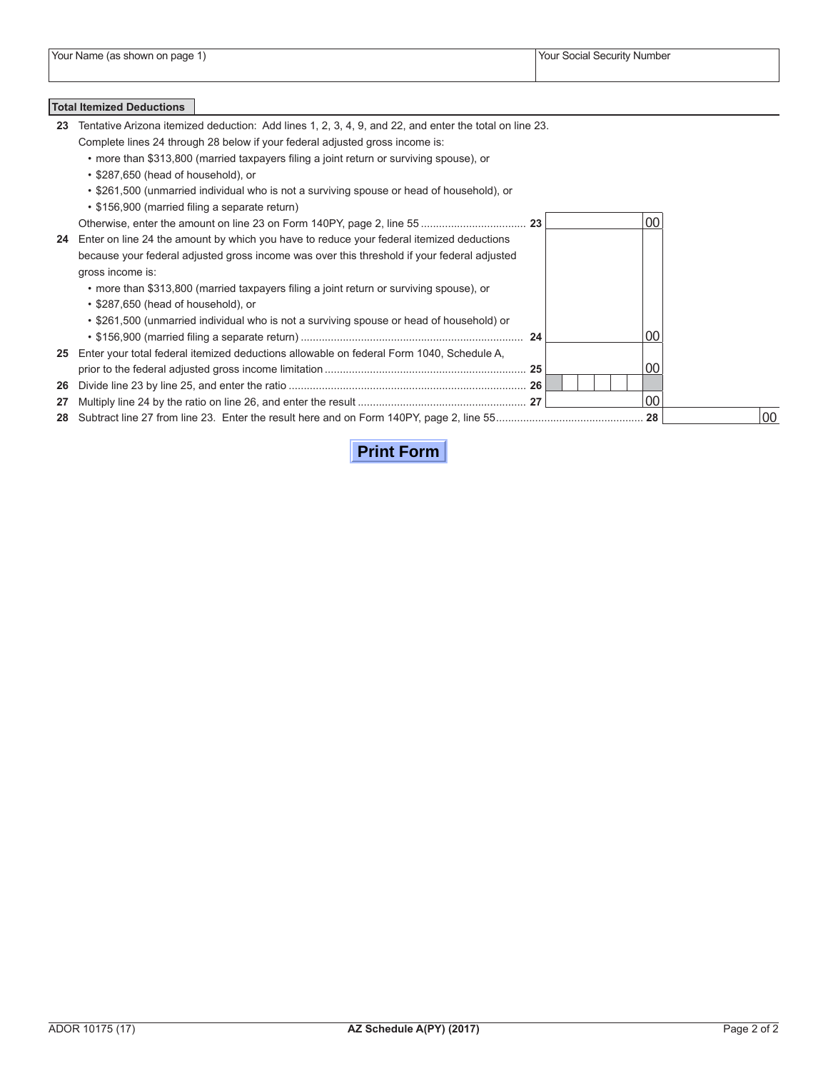| Your Name (as shown on page 1) | Your Social Security Number |
|---|---|
| | |

## Total Itemized Deductions

**23** Tentative Arizona itemized deduction: Add lines 1, 2, 3, 4, 9, and 22, and enter the total on line 23.
Complete lines 24 through 28 below if your federal adjusted gross income is:

- more than $313,800 (married taxpayers filing a joint return or surviving spouse), or
- $287,650 (head of household), or
- $261,500 (unmarried individual who is not a surviving spouse or head of household), or
- $156,900 (married filing a separate return)

Otherwise, enter the amount on line 23 on Form 140PY, page 2, line 55 .................................. **23** ______ 00

**24** Enter on line 24 the amount by which you have to reduce your federal itemized deductions because your federal adjusted gross income was over this threshold if your federal adjusted gross income is:

- more than $313,800 (married taxpayers filing a joint return or surviving spouse), or
- $287,650 (head of household), or
- $261,500 (unmarried individual who is not a surviving spouse or head of household) or
- $156,900 (married filing a separate return) ......................................................................... **24** ______ 00

**25** Enter your total federal itemized deductions allowable on federal Form 1040, Schedule A, prior to the federal adjusted gross income limitation .................................................................. **25** ______ 00

**26** Divide line 23 by line 25, and enter the ratio .............................................................................. **26** ______

**27** Multiply line 24 by the ratio on line 26, and enter the result ....................................................... **27** ______ 00

**28** Subtract line 27 from line 23. Enter the result here and on Form 140PY, page 2, line 55................................................ **28** ______ 00

Print Form

ADOR 10175 (17) AZ Schedule A(PY) (2017)